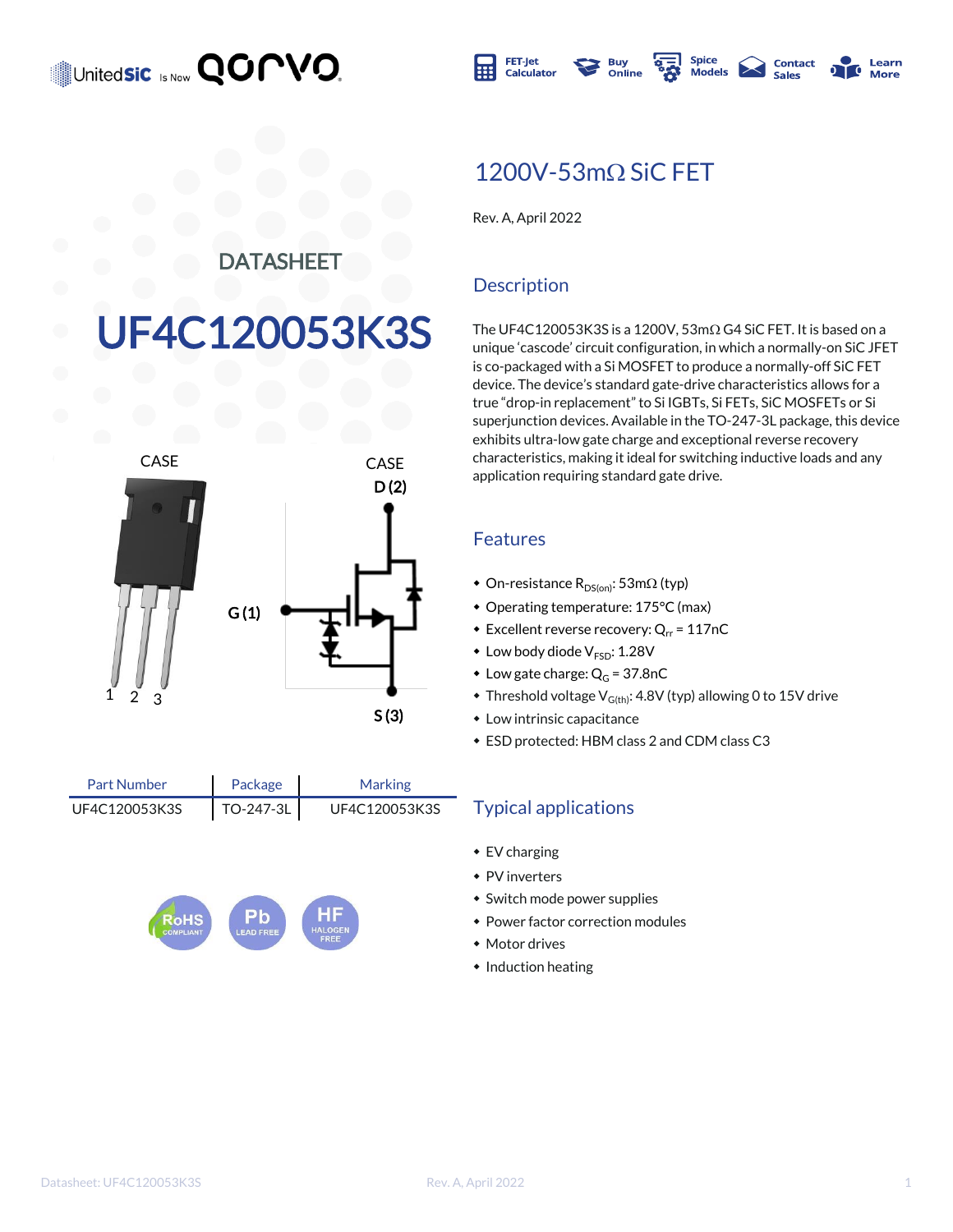UnitedSiC is Now qorvo

FET-Jet Calculator | Buy Online | Spice Models | Contact Sales | Learn More

DATASHEET

# UF4C120053K3S

## 1200V-53mΩ SiC FET

Rev. A, April 2022

CASE

CASE

D (2)

G (1)

S (3)

1 2 3

| Part Number | Package | Marking |
|---|---|---|
| UF4C120053K3S | TO-247-3L | UF4C120053K3S |

RoHS COMPLIANT | Pb LEAD FREE | HF HALOGEN FREE

### Description

The UF4C120053K3S is a 1200V, 53mΩ G4 SiC FET. It is based on a unique 'cascode' circuit configuration, in which a normally-on SiC JFET is co-packaged with a Si MOSFET to produce a normally-off SiC FET device. The device's standard gate-drive characteristics allows for a true "drop-in replacement" to Si IGBTs, Si FETs, SiC MOSFETs or Si superjunction devices. Available in the TO-247-3L package, this device exhibits ultra-low gate charge and exceptional reverse recovery characteristics, making it ideal for switching inductive loads and any application requiring standard gate drive.

### Features

- On-resistance $R_{DS(on)}$: 53mΩ (typ)
- Operating temperature: 175°C (max)
- Excellent reverse recovery: $Q_{rr}$ = 117nC
- Low body diode $V_{FSD}$: 1.28V
- Low gate charge: $Q_G$ = 37.8nC
- Threshold voltage $V_{G(th)}$: 4.8V (typ) allowing 0 to 15V drive
- Low intrinsic capacitance
- ESD protected: HBM class 2 and CDM class C3

### Typical applications

- EV charging
- PV inverters
- Switch mode power supplies
- Power factor correction modules
- Motor drives
- Induction heating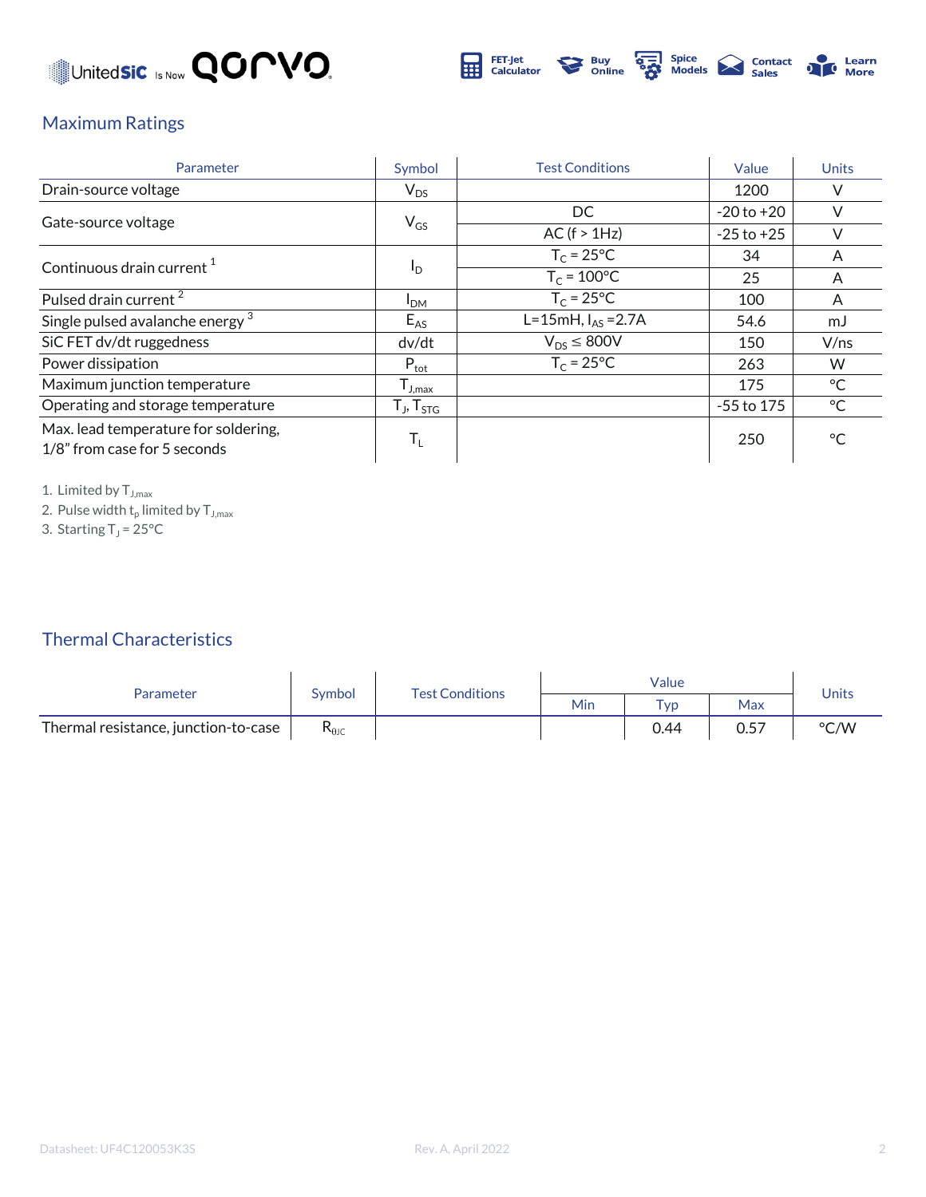## Maximum Ratings

| Parameter | Symbol | Test Conditions | Value | Units |
|---|---|---|---|---|
| Drain-source voltage | $V_{DS}$ | | 1200 | V |
| Gate-source voltage | $V_{GS}$ | DC | -20 to +20 | V |
| | | AC (f > 1Hz) | -25 to +25 | V |
| Continuous drain current [1] | $I_D$ | $T_C$ = 25°C | 34 | A |
| | | $T_C$ = 100°C | 25 | A |
| Pulsed drain current [2] | $I_{DM}$ | $T_C$ = 25°C | 100 | A |
| Single pulsed avalanche energy [3] | $E_{AS}$ | L=15mH, $I_{AS}$ =2.7A | 54.6 | mJ |
| SiC FET dv/dt ruggedness | dv/dt | $V_{DS} \leq$ 800V | 150 | V/ns |
| Power dissipation | $P_{tot}$ | $T_C$ = 25°C | 263 | W |
| Maximum junction temperature | $T_{J,max}$ | | 175 | °C |
| Operating and storage temperature | $T_J$, $T_{STG}$ | | -55 to 175 | °C |
| Max. lead temperature for soldering, 1/8" from case for 5 seconds | $T_L$ | | 250 | °C |

1. Limited by $T_{J,max}$
2. Pulse width $t_p$ limited by $T_{J,max}$
3. Starting $T_J$ = 25°C

## Thermal Characteristics

| Parameter | Symbol | Test Conditions | Value | | | Units |
|---|---|---|---|---|---|---|
| | | | Min | Typ | Max | |
| Thermal resistance, junction-to-case | $R_{\theta JC}$ | | | 0.44 | 0.57 | °C/W |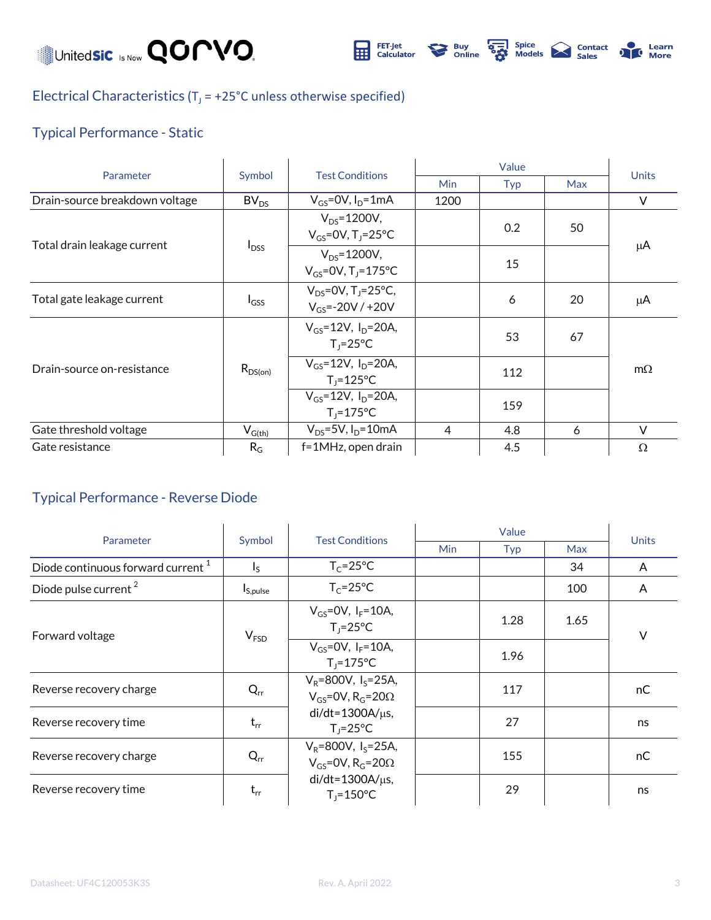## Electrical Characteristics ($T_J$ = +25°C unless otherwise specified)

### Typical Performance - Static

| Parameter | Symbol | Test Conditions | Value | | | Units |
|---|---|---|---|---|---|---|
| | | | Min | Typ | Max | |
| Drain-source breakdown voltage | $BV_{DS}$ | $V_{GS}$=0V, $I_D$=1mA | 1200 | | | V |
| Total drain leakage current | $I_{DSS}$ | $V_{DS}$=1200V, $V_{GS}$=0V, $T_J$=25°C | | 0.2 | 50 | μA |
| | | $V_{DS}$=1200V, $V_{GS}$=0V, $T_J$=175°C | | 15 | | |
| Total gate leakage current | $I_{GSS}$ | $V_{DS}$=0V, $T_J$=25°C, $V_{GS}$=-20V / +20V | | 6 | 20 | μA |
| Drain-source on-resistance | $R_{DS(on)}$ | $V_{GS}$=12V, $I_D$=20A, $T_J$=25°C | | 53 | 67 | mΩ |
| | | $V_{GS}$=12V, $I_D$=20A, $T_J$=125°C | | 112 | | |
| | | $V_{GS}$=12V, $I_D$=20A, $T_J$=175°C | | 159 | | |
| Gate threshold voltage | $V_{G(th)}$ | $V_{DS}$=5V, $I_D$=10mA | 4 | 4.8 | 6 | V |
| Gate resistance | $R_G$ | f=1MHz, open drain | | 4.5 | | Ω |

### Typical Performance - Reverse Diode

| Parameter | Symbol | Test Conditions | Value | | | Units |
|---|---|---|---|---|---|---|
| | | | Min | Typ | Max | |
| Diode continuous forward current [1] | $I_S$ | $T_C$=25°C | | | 34 | A |
| Diode pulse current [2] | $I_{S,pulse}$ | $T_C$=25°C | | | 100 | A |
| Forward voltage | $V_{FSD}$ | $V_{GS}$=0V, $I_F$=10A, $T_J$=25°C | | 1.28 | 1.65 | V |
| | | $V_{GS}$=0V, $I_F$=10A, $T_J$=175°C | | 1.96 | | |
| Reverse recovery charge | $Q_{rr}$ | $V_R$=800V, $I_S$=25A, $V_{GS}$=0V, $R_G$=20Ω di/dt=1300A/μs, $T_J$=25°C | | 117 | | nC |
| Reverse recovery time | $t_{rr}$ | | | 27 | | ns |
| Reverse recovery charge | $Q_{rr}$ | $V_R$=800V, $I_S$=25A, $V_{GS}$=0V, $R_G$=20Ω di/dt=1300A/μs, $T_J$=150°C | | 155 | | nC |
| Reverse recovery time | $t_{rr}$ | | | 29 | | ns |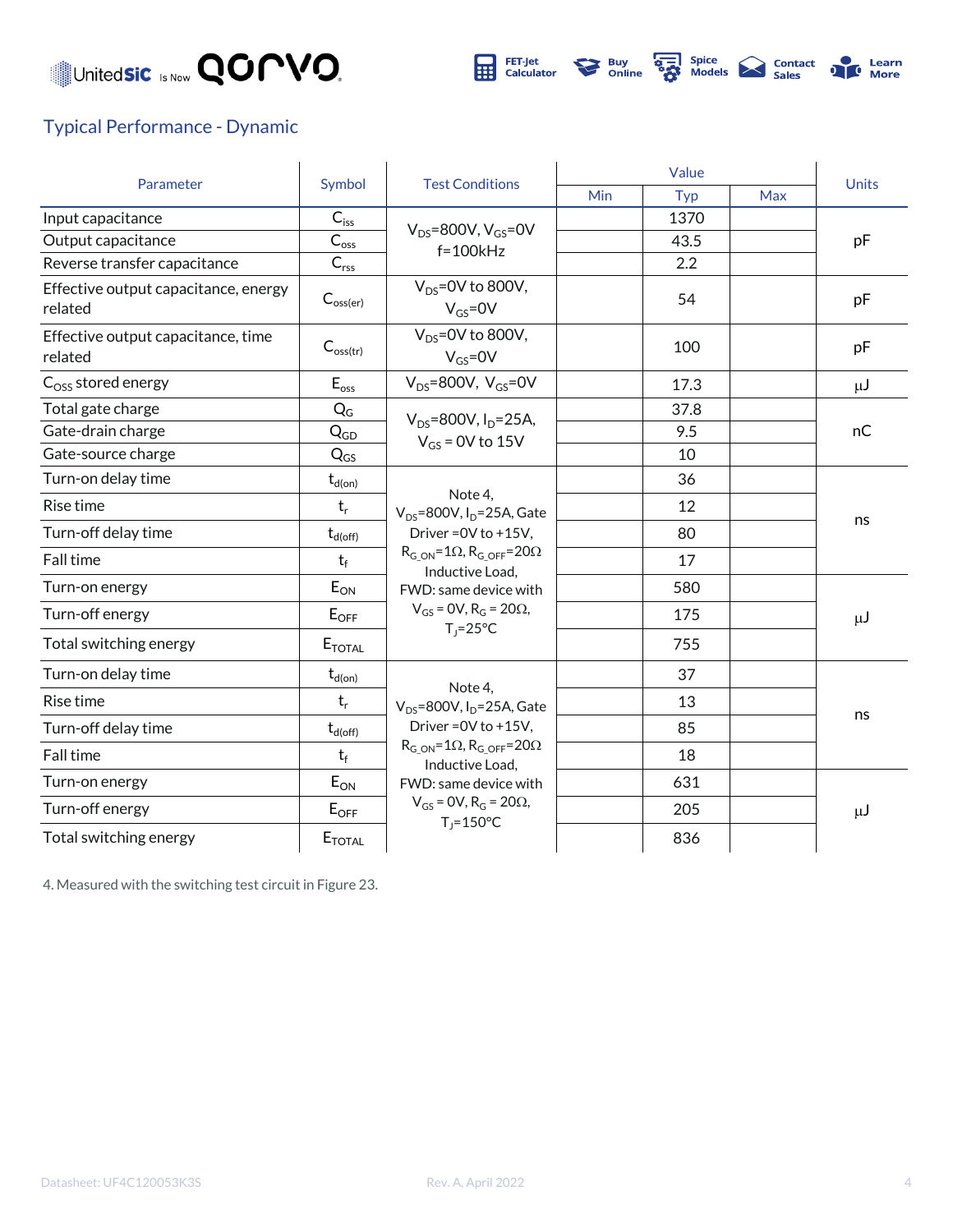## Typical Performance - Dynamic

| Parameter | Symbol | Test Conditions | Value | | | Units |
|---|---|---|---|---|---|---|
| | | | Min | Typ | Max | |
| Input capacitance | $C_{iss}$ | $V_{DS}$=800V, $V_{GS}$=0V f=100kHz | | 1370 | | pF |
| Output capacitance | $C_{oss}$ | | | 43.5 | | |
| Reverse transfer capacitance | $C_{rss}$ | | | 2.2 | | |
| Effective output capacitance, energy related | $C_{oss(er)}$ | $V_{DS}$=0V to 800V, $V_{GS}$=0V | | 54 | | pF |
| Effective output capacitance, time related | $C_{oss(tr)}$ | $V_{DS}$=0V to 800V, $V_{GS}$=0V | | 100 | | pF |
| $C_{OSS}$ stored energy | $E_{oss}$ | $V_{DS}$=800V, $V_{GS}$=0V | | 17.3 | | μJ |
| Total gate charge | $Q_G$ | $V_{DS}$=800V, $I_D$=25A, $V_{GS}$ = 0V to 15V | | 37.8 | | nC |
| Gate-drain charge | $Q_{GD}$ | | | 9.5 | | |
| Gate-source charge | $Q_{GS}$ | | | 10 | | |
| Turn-on delay time | $t_{d(on)}$ | Note 4, $V_{DS}$=800V, $I_D$=25A, Gate Driver =0V to +15V, $R_{G\_ON}$=1Ω, $R_{G\_OFF}$=20Ω Inductive Load, FWD: same device with $V_{GS}$ = 0V, $R_G$ = 20Ω, $T_J$=25°C | | 36 | | ns |
| Rise time | $t_r$ | | | 12 | | |
| Turn-off delay time | $t_{d(off)}$ | | | 80 | | |
| Fall time | $t_f$ | | | 17 | | |
| Turn-on energy | $E_{ON}$ | | | 580 | | μJ |
| Turn-off energy | $E_{OFF}$ | | | 175 | | |
| Total switching energy | $E_{TOTAL}$ | | | 755 | | |
| Turn-on delay time | $t_{d(on)}$ | Note 4, $V_{DS}$=800V, $I_D$=25A, Gate Driver =0V to +15V, $R_{G\_ON}$=1Ω, $R_{G\_OFF}$=20Ω Inductive Load, FWD: same device with $V_{GS}$ = 0V, $R_G$ = 20Ω, $T_J$=150°C | | 37 | | ns |
| Rise time | $t_r$ | | | 13 | | |
| Turn-off delay time | $t_{d(off)}$ | | | 85 | | |
| Fall time | $t_f$ | | | 18 | | |
| Turn-on energy | $E_{ON}$ | | | 631 | | μJ |
| Turn-off energy | $E_{OFF}$ | | | 205 | | |
| Total switching energy | $E_{TOTAL}$ | | | 836 | | |

4. Measured with the switching test circuit in Figure 23.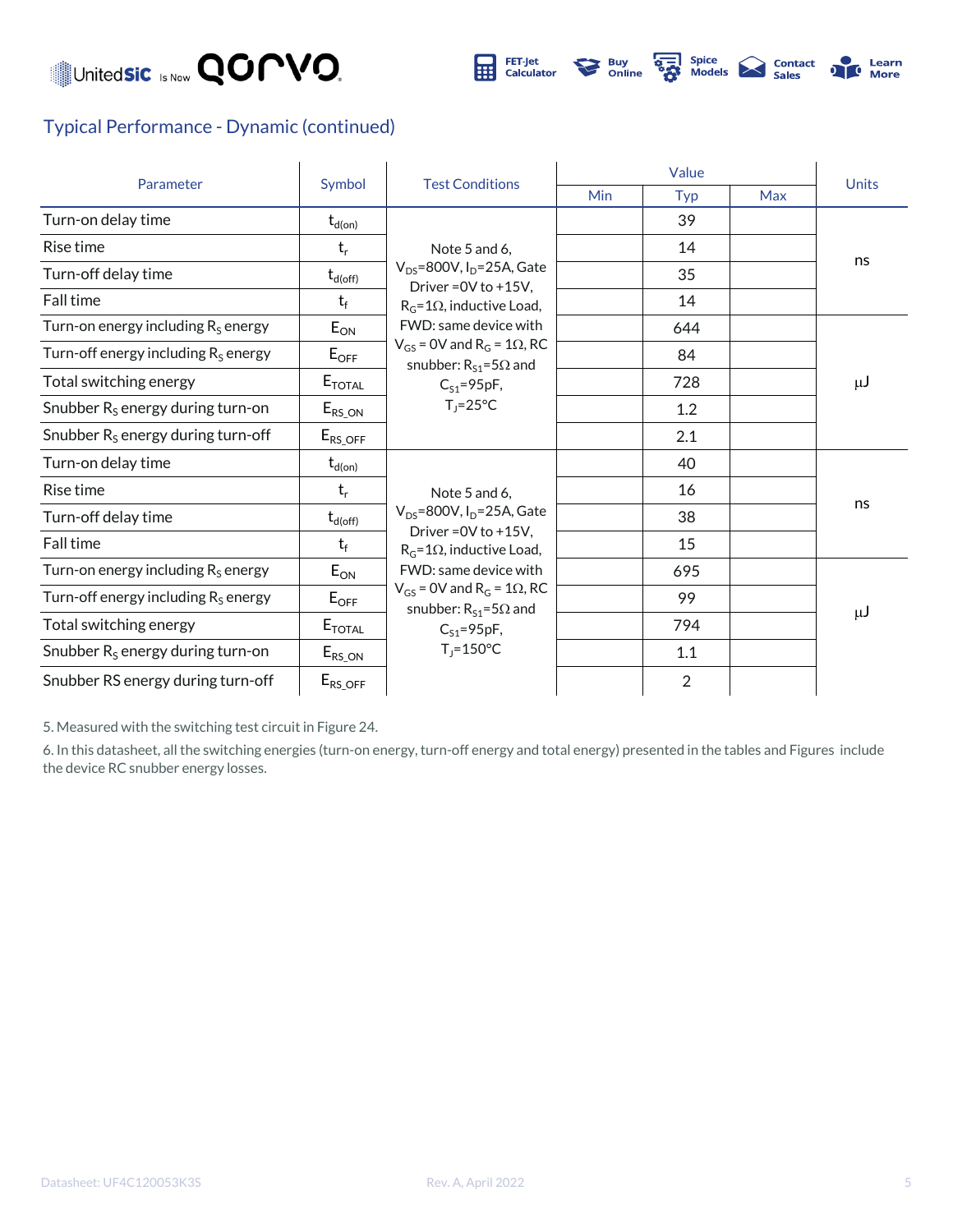## Typical Performance - Dynamic (continued)

| Parameter | Symbol | Test Conditions | Value | | | Units |
|---|---|---|---|---|---|---|
| | | | Min | Typ | Max | |
| Turn-on delay time | $t_{d(on)}$ | Note 5 and 6, $V_{DS}$=800V, $I_D$=25A, Gate Driver =0V to +15V, $R_G$=1Ω, inductive Load, FWD: same device with $V_{GS}$ = 0V and $R_G$ = 1Ω, RC snubber: $R_{S1}$=5Ω and $C_{S1}$=95pF, $T_J$=25°C | | 39 | | ns |
| Rise time | $t_r$ | | | 14 | | |
| Turn-off delay time | $t_{d(off)}$ | | | 35 | | |
| Fall time | $t_f$ | | | 14 | | |
| Turn-on energy including $R_S$ energy | $E_{ON}$ | | | 644 | | μJ |
| Turn-off energy including $R_S$ energy | $E_{OFF}$ | | | 84 | | |
| Total switching energy | $E_{TOTAL}$ | | | 728 | | |
| Snubber $R_S$ energy during turn-on | $E_{RS\_ON}$ | | | 1.2 | | |
| Snubber $R_S$ energy during turn-off | $E_{RS\_OFF}$ | | | 2.1 | | |
| Turn-on delay time | $t_{d(on)}$ | Note 5 and 6, $V_{DS}$=800V, $I_D$=25A, Gate Driver =0V to +15V, $R_G$=1Ω, inductive Load, FWD: same device with $V_{GS}$ = 0V and $R_G$ = 1Ω, RC snubber: $R_{S1}$=5Ω and $C_{S1}$=95pF, $T_J$=150°C | | 40 | | ns |
| Rise time | $t_r$ | | | 16 | | |
| Turn-off delay time | $t_{d(off)}$ | | | 38 | | |
| Fall time | $t_f$ | | | 15 | | |
| Turn-on energy including $R_S$ energy | $E_{ON}$ | | | 695 | | μJ |
| Turn-off energy including $R_S$ energy | $E_{OFF}$ | | | 99 | | |
| Total switching energy | $E_{TOTAL}$ | | | 794 | | |
| Snubber $R_S$ energy during turn-on | $E_{RS\_ON}$ | | | 1.1 | | |
| Snubber RS energy during turn-off | $E_{RS\_OFF}$ | | | 2 | | |

5. Measured with the switching test circuit in Figure 24.

6. In this datasheet, all the switching energies (turn-on energy, turn-off energy and total energy) presented in the tables and Figures include the device RC snubber energy losses.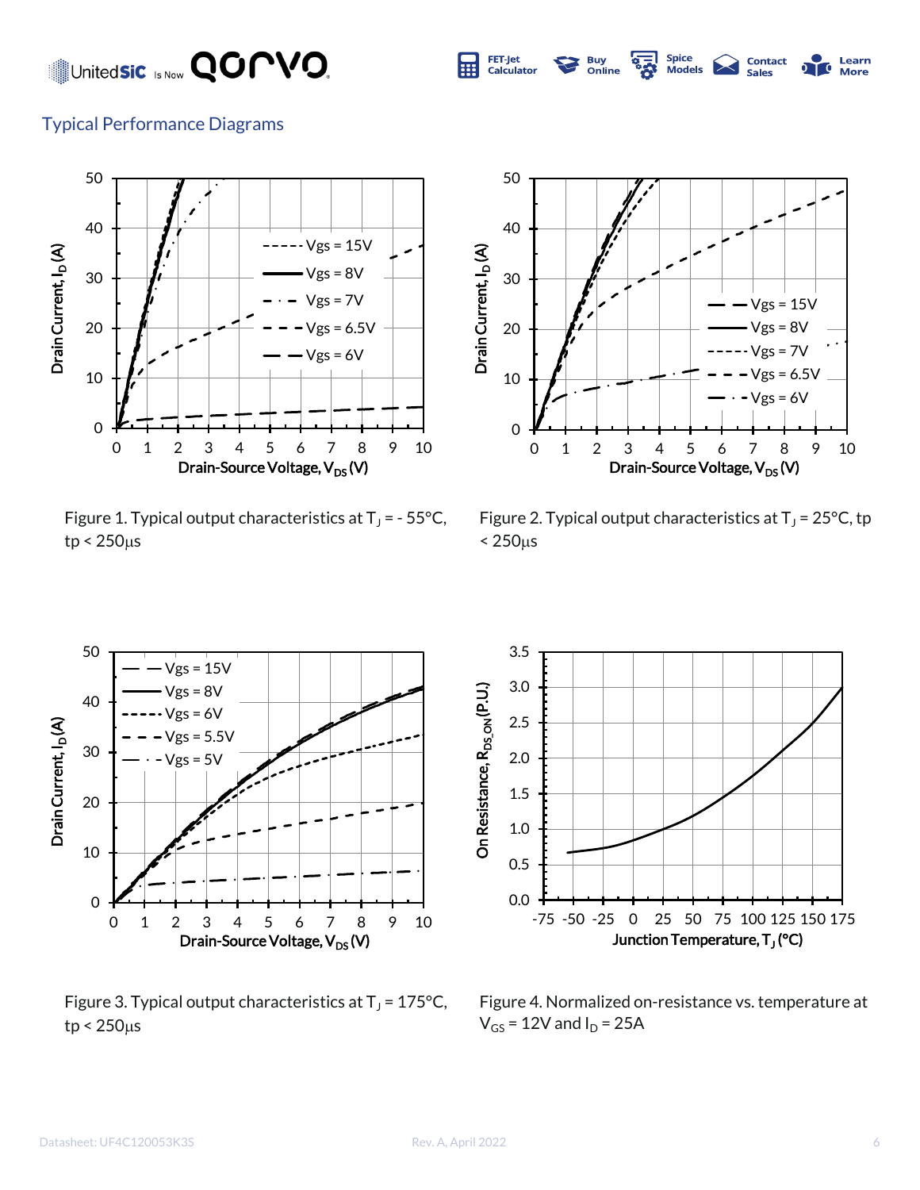## Typical Performance Diagrams

Figure 1. Typical output characteristics at $T_J$ = - 55°C, tp < 250μs

Figure 2. Typical output characteristics at $T_J$ = 25°C, tp < 250μs

Figure 3. Typical output characteristics at $T_J$ = 175°C, tp < 250μs

Figure 4. Normalized on-resistance vs. temperature at $V_{GS}$ = 12V and $I_D$ = 25A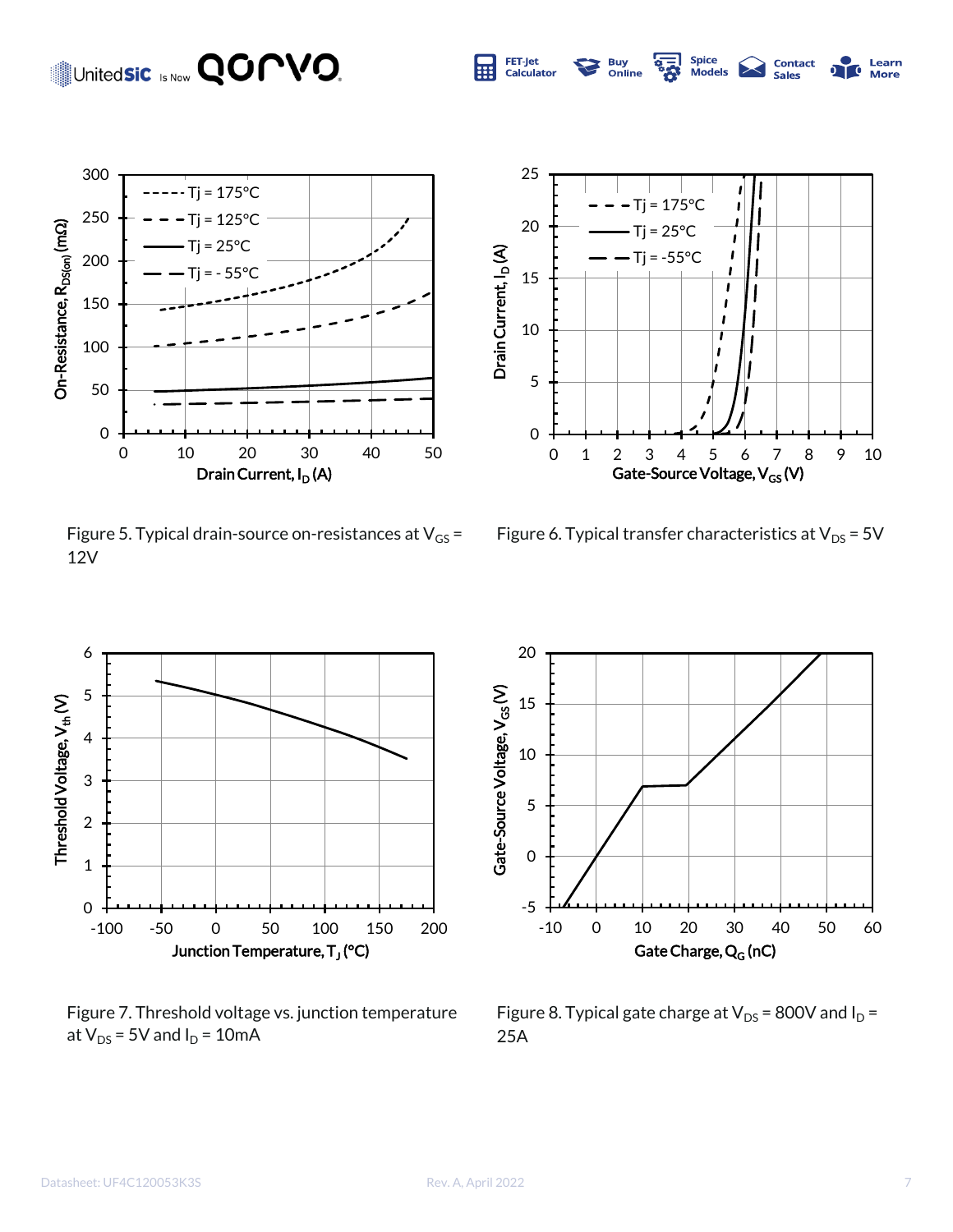Figure 5. Typical drain-source on-resistances at $V_{GS}$ = 12V

Figure 6. Typical transfer characteristics at $V_{DS}$ = 5V

Figure 7. Threshold voltage vs. junction temperature at $V_{DS}$ = 5V and $I_D$ = 10mA

Figure 8. Typical gate charge at $V_{DS}$ = 800V and $I_D$ = 25A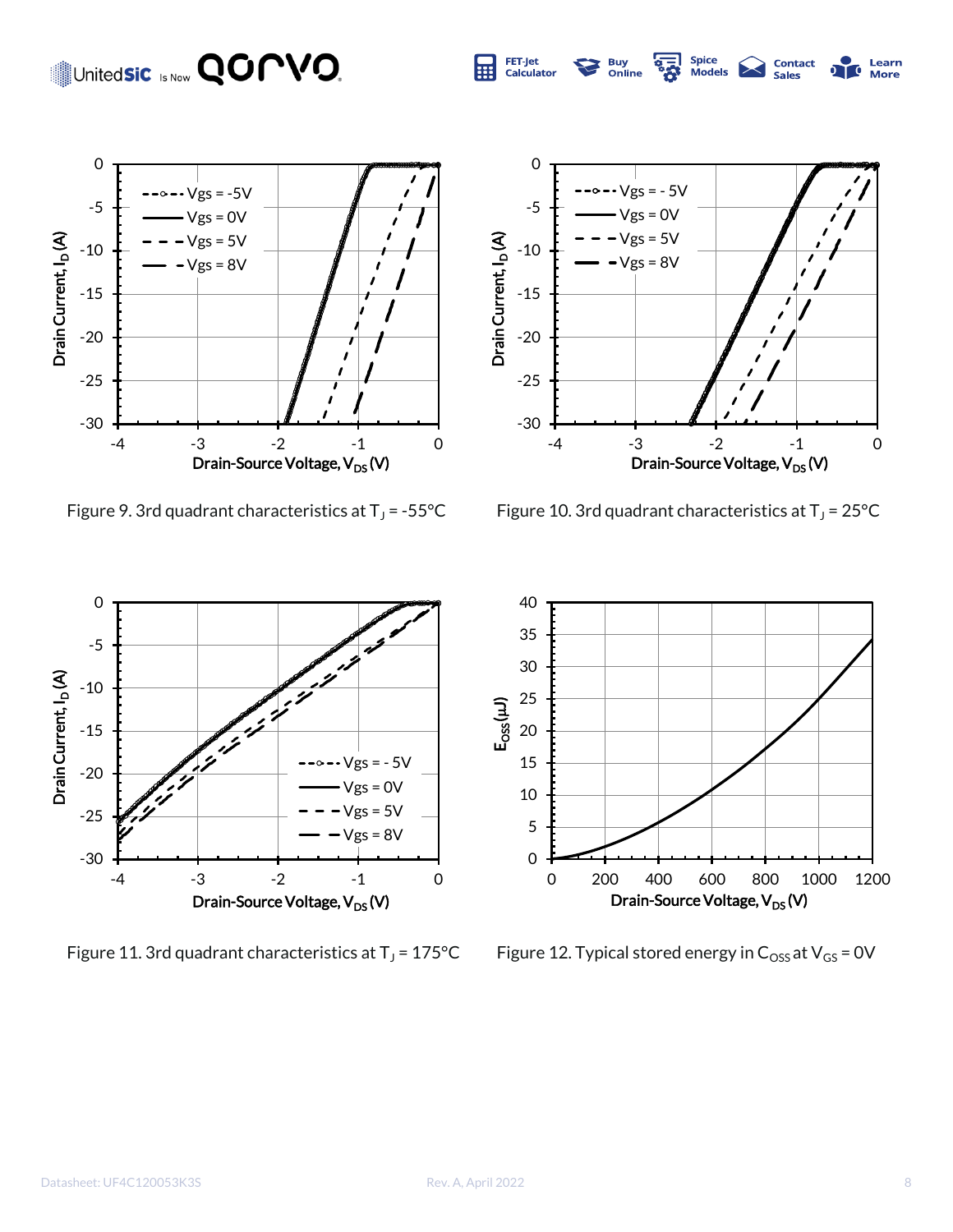Figure 9. 3rd quadrant characteristics at $T_J$ = -55°C

Figure 10. 3rd quadrant characteristics at $T_J$ = 25°C

Figure 11. 3rd quadrant characteristics at $T_J$ = 175°C

Figure 12. Typical stored energy in $C_{OSS}$ at $V_{GS}$ = 0V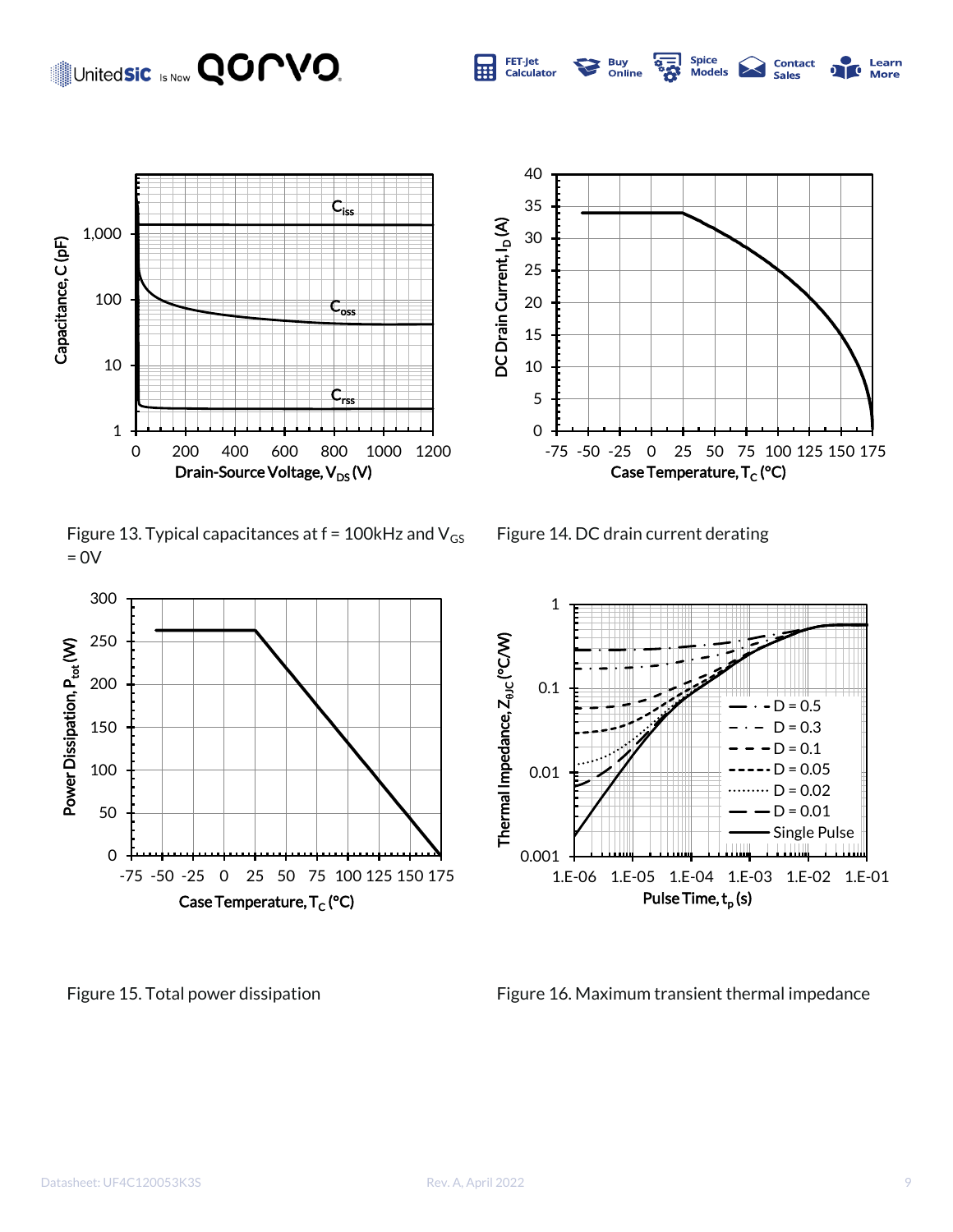Figure 13. Typical capacitances at f = 100kHz and $V_{GS}$ = 0V

Figure 14. DC drain current derating

Figure 15. Total power dissipation

Figure 16. Maximum transient thermal impedance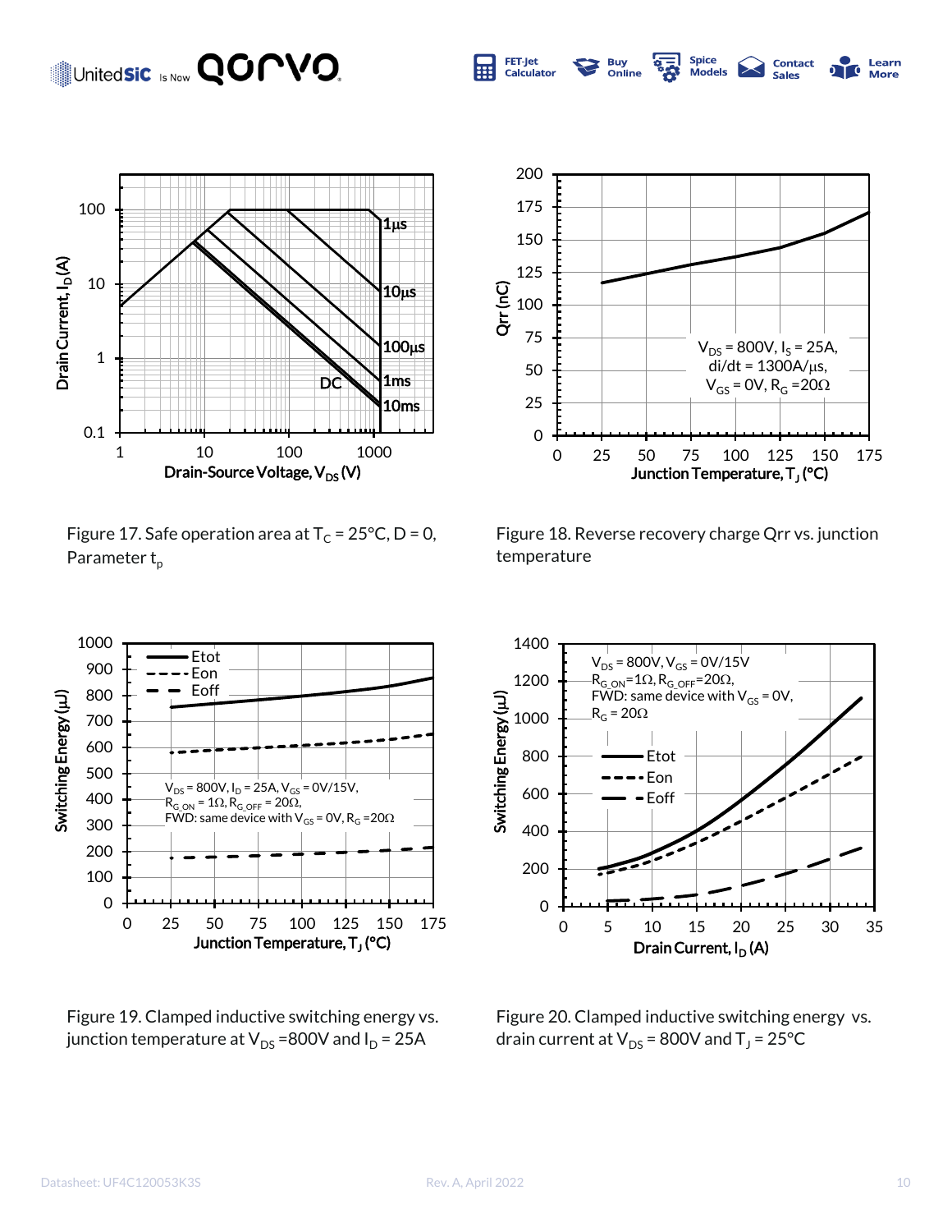Figure 17. Safe operation area at $T_C$ = 25°C, D = 0, Parameter $t_p$

Figure 18. Reverse recovery charge Qrr vs. junction temperature

Figure 19. Clamped inductive switching energy vs. junction temperature at $V_{DS}$ =800V and $I_D$ = 25A

Figure 20. Clamped inductive switching energy vs. drain current at $V_{DS}$ = 800V and $T_J$ = 25°C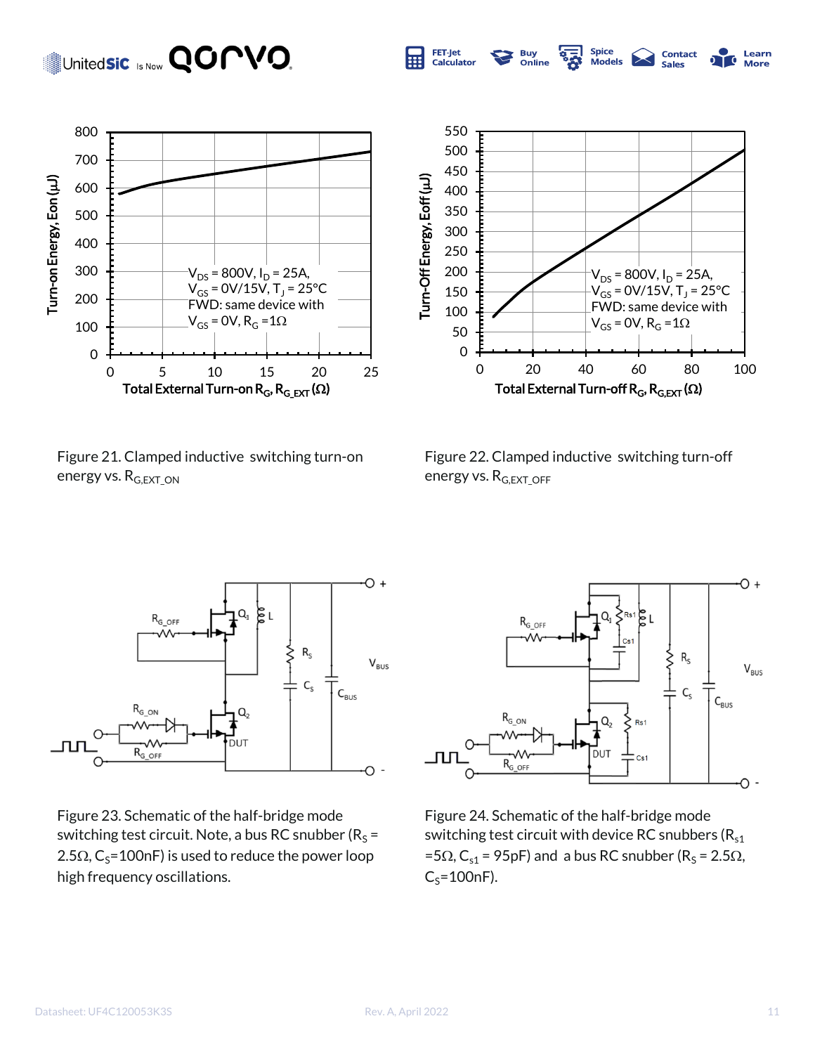Figure 21. Clamped inductive switching turn-on energy vs. $R_{G,EXT\_ON}$

Figure 22. Clamped inductive switching turn-off energy vs. $R_{G,EXT\_OFF}$

Figure 23. Schematic of the half-bridge mode switching test circuit. Note, a bus RC snubber ($R_S$ = 2.5Ω, $C_S$=100nF) is used to reduce the power loop high frequency oscillations.

Figure 24. Schematic of the half-bridge mode switching test circuit with device RC snubbers ($R_{s1}$ =5Ω, $C_{s1}$ = 95pF) and a bus RC snubber ($R_S$ = 2.5Ω, $C_S$=100nF).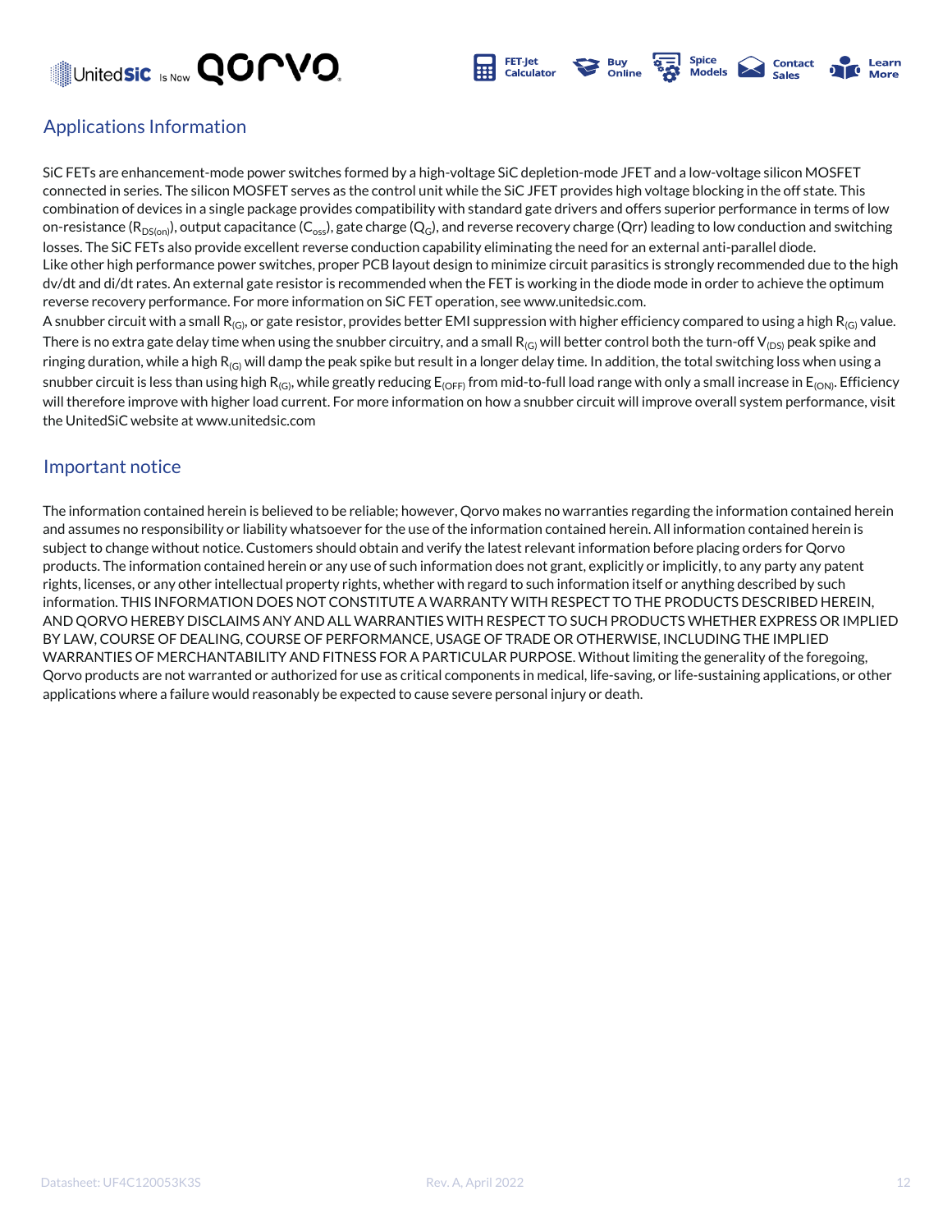## Applications Information

SiC FETs are enhancement-mode power switches formed by a high-voltage SiC depletion-mode JFET and a low-voltage silicon MOSFET connected in series. The silicon MOSFET serves as the control unit while the SiC JFET provides high voltage blocking in the off state. This combination of devices in a single package provides compatibility with standard gate drivers and offers superior performance in terms of low on-resistance ($R_{DS(on)}$), output capacitance ($C_{oss}$), gate charge ($Q_G$), and reverse recovery charge (Qrr) leading to low conduction and switching losses. The SiC FETs also provide excellent reverse conduction capability eliminating the need for an external anti-parallel diode.
Like other high performance power switches, proper PCB layout design to minimize circuit parasitics is strongly recommended due to the high dv/dt and di/dt rates. An external gate resistor is recommended when the FET is working in the diode mode in order to achieve the optimum reverse recovery performance. For more information on SiC FET operation, see www.unitedsic.com.
A snubber circuit with a small $R_{(G)}$, or gate resistor, provides better EMI suppression with higher efficiency compared to using a high $R_{(G)}$ value. There is no extra gate delay time when using the snubber circuitry, and a small $R_{(G)}$ will better control both the turn-off $V_{(DS)}$ peak spike and ringing duration, while a high $R_{(G)}$ will damp the peak spike but result in a longer delay time. In addition, the total switching loss when using a snubber circuit is less than using high $R_{(G)}$, while greatly reducing $E_{(OFF)}$ from mid-to-full load range with only a small increase in $E_{(ON)}$. Efficiency will therefore improve with higher load current. For more information on how a snubber circuit will improve overall system performance, visit the UnitedSiC website at www.unitedsic.com

## Important notice

The information contained herein is believed to be reliable; however, Qorvo makes no warranties regarding the information contained herein and assumes no responsibility or liability whatsoever for the use of the information contained herein. All information contained herein is subject to change without notice. Customers should obtain and verify the latest relevant information before placing orders for Qorvo products. The information contained herein or any use of such information does not grant, explicitly or implicitly, to any party any patent rights, licenses, or any other intellectual property rights, whether with regard to such information itself or anything described by such information. THIS INFORMATION DOES NOT CONSTITUTE A WARRANTY WITH RESPECT TO THE PRODUCTS DESCRIBED HEREIN, AND QORVO HEREBY DISCLAIMS ANY AND ALL WARRANTIES WITH RESPECT TO SUCH PRODUCTS WHETHER EXPRESS OR IMPLIED BY LAW, COURSE OF DEALING, COURSE OF PERFORMANCE, USAGE OF TRADE OR OTHERWISE, INCLUDING THE IMPLIED WARRANTIES OF MERCHANTABILITY AND FITNESS FOR A PARTICULAR PURPOSE. Without limiting the generality of the foregoing, Qorvo products are not warranted or authorized for use as critical components in medical, life-saving, or life-sustaining applications, or other applications where a failure would reasonably be expected to cause severe personal injury or death.